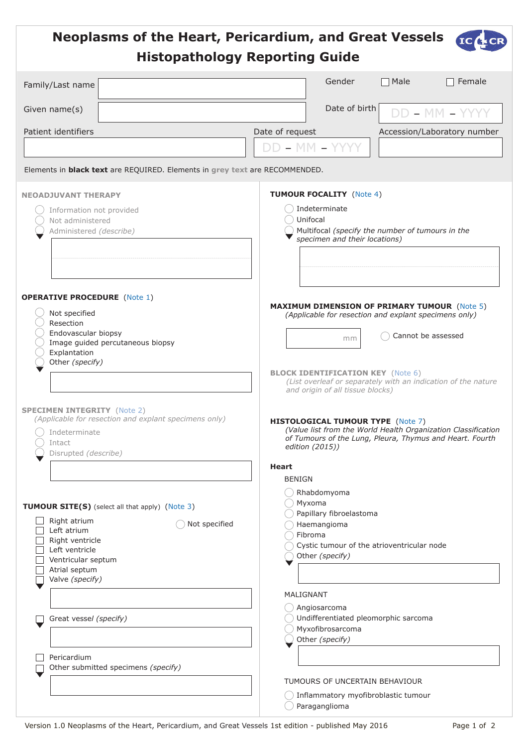# Neoplasms of the Heart, Pericardium, and Great Vessels Histopathology Reporting Guide

Family/Last name

Given name(s)

Gender ☐ Male ☐ Female

Date of birth DD – MM – YYYY

Patient identifiers

Date of request DD – MM – YYYY

Accession/Laboratory number

Elements in **black text** are REQUIRED. Elements in grey text are RECOMMENDED.

## NEOADJUVANT THERAPY

- ◯ Information not provided
- ◯ Not administered
- ◯ Administered *(describe)*

## OPERATIVE PROCEDURE (Note 1)

- ◯ Not specified
- ◯ Resection
- ◯ Endovascular biopsy
- ◯ Image guided percutaneous biopsy
- ◯ Explantation
- ◯ Other *(specify)*

## SPECIMEN INTEGRITY (Note 2)

*(Applicable for resection and explant specimens only)*

- ◯ Indeterminate
- ◯ Intact
- ◯ Disrupted *(describe)*

## TUMOUR SITE(S) (select all that apply) (Note 3)

- ☐ Right atrium
- ☐ Left atrium
- ☐ Right ventricle
- ☐ Left ventricle
- ☐ Ventricular septum
- ☐ Atrial septum
- ☐ Valve *(specify)*
- ☐ Great vessel *(specify)*
- ☐ Pericardium
- ☐ Other submitted specimens *(specify)*
- ◯ Not specified

## TUMOUR FOCALITY (Note 4)

- ◯ Indeterminate
- ◯ Unifocal
- ◯ Multifocal *(specify the number of tumours in the specimen and their locations)*

## MAXIMUM DIMENSION OF PRIMARY TUMOUR (Note 5)

*(Applicable for resection and explant specimens only)*

mm ◯ Cannot be assessed

## BLOCK IDENTIFICATION KEY (Note 6)

*(List overleaf or separately with an indication of the nature and origin of all tissue blocks)*

## HISTOLOGICAL TUMOUR TYPE (Note 7)

*(Value list from the World Health Organization Classification of Tumours of the Lung, Pleura, Thymus and Heart. Fourth edition (2015))*

### Heart

BENIGN

- ◯ Rhabdomyoma
- ◯ Myxoma
- ◯ Papillary fibroelastoma
- ◯ Haemangioma
- ◯ Fibroma
- ◯ Cystic tumour of the atrioventricular node
- ◯ Other *(specify)*

MALIGNANT

- ◯ Angiosarcoma
- ◯ Undifferentiated pleomorphic sarcoma
- ◯ Myxofibrosarcoma
- ◯ Other *(specify)*

TUMOURS OF UNCERTAIN BEHAVIOUR

- ◯ Inflammatory myofibroblastic tumour
- ◯ Paraganglioma

Version 1.0 Neoplasms of the Heart, Pericardium, and Great Vessels 1st edition - published May 2016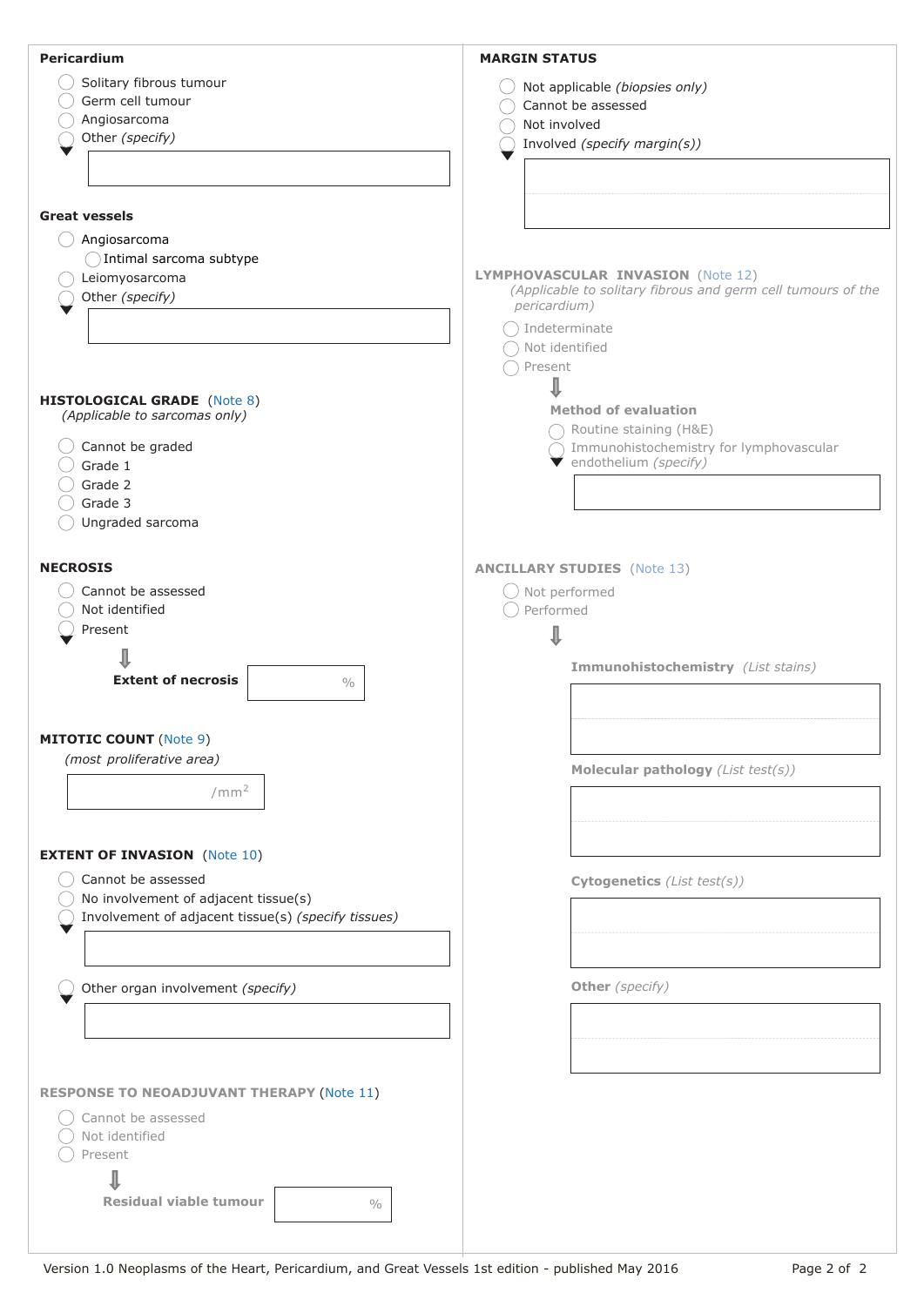**Pericardium**

- Solitary fibrous tumour
- Germ cell tumour
- Angiosarcoma
- Other *(specify)*

**Great vessels**

- Angiosarcoma
  - Intimal sarcoma subtype
- Leiomyosarcoma
- Other *(specify)*

**HISTOLOGICAL GRADE** (Note 8)
*(Applicable to sarcomas only)*

- Cannot be graded
- Grade 1
- Grade 2
- Grade 3
- Ungraded sarcoma

**NECROSIS**

- Cannot be assessed
- Not identified
- Present

**Extent of necrosis** %

**MITOTIC COUNT** (Note 9)
*(most proliferative area)*

/mm$^2$

**EXTENT OF INVASION** (Note 10)

- Cannot be assessed
- No involvement of adjacent tissue(s)
- Involvement of adjacent tissue(s) *(specify tissues)*
- Other organ involvement *(specify)*

**RESPONSE TO NEOADJUVANT THERAPY** (Note 11)

- Cannot be assessed
- Not identified
- Present

**Residual viable tumour** %

**MARGIN STATUS**

- Not applicable *(biopsies only)*
- Cannot be assessed
- Not involved
- Involved *(specify margin(s))*

**LYMPHOVASCULAR INVASION** (Note 12)
*(Applicable to solitary fibrous and germ cell tumours of the pericardium)*

- Indeterminate
- Not identified
- Present

**Method of evaluation**

- Routine staining (H&E)
- Immunohistochemistry for lymphovascular endothelium *(specify)*

**ANCILLARY STUDIES** (Note 13)

- Not performed
- Performed

**Immunohistochemistry** *(List stains)*

**Molecular pathology** *(List test(s))*

**Cytogenetics** *(List test(s))*

**Other** *(specify)*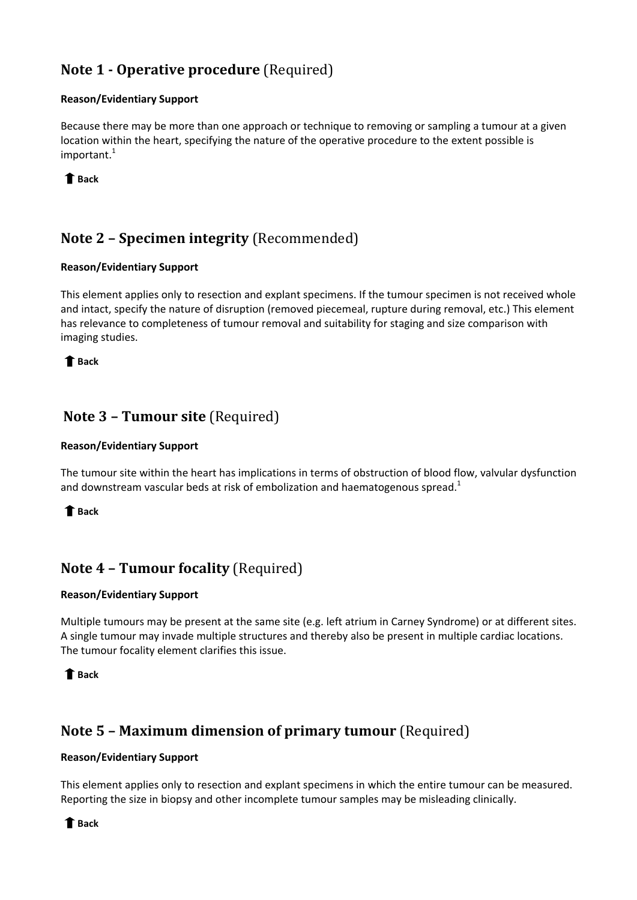## Note 1 - Operative procedure (Required)

**Reason/Evidentiary Support**

Because there may be more than one approach or technique to removing or sampling a tumour at a given location within the heart, specifying the nature of the operative procedure to the extent possible is important.[1]

**Back**

## Note 2 – Specimen integrity (Recommended)

**Reason/Evidentiary Support**

This element applies only to resection and explant specimens. If the tumour specimen is not received whole and intact, specify the nature of disruption (removed piecemeal, rupture during removal, etc.) This element has relevance to completeness of tumour removal and suitability for staging and size comparison with imaging studies.

**Back**

## Note 3 – Tumour site (Required)

**Reason/Evidentiary Support**

The tumour site within the heart has implications in terms of obstruction of blood flow, valvular dysfunction and downstream vascular beds at risk of embolization and haematogenous spread.[1]

**Back**

## Note 4 – Tumour focality (Required)

**Reason/Evidentiary Support**

Multiple tumours may be present at the same site (e.g. left atrium in Carney Syndrome) or at different sites. A single tumour may invade multiple structures and thereby also be present in multiple cardiac locations. The tumour focality element clarifies this issue.

**Back**

## Note 5 – Maximum dimension of primary tumour (Required)

**Reason/Evidentiary Support**

This element applies only to resection and explant specimens in which the entire tumour can be measured. Reporting the size in biopsy and other incomplete tumour samples may be misleading clinically.

**Back**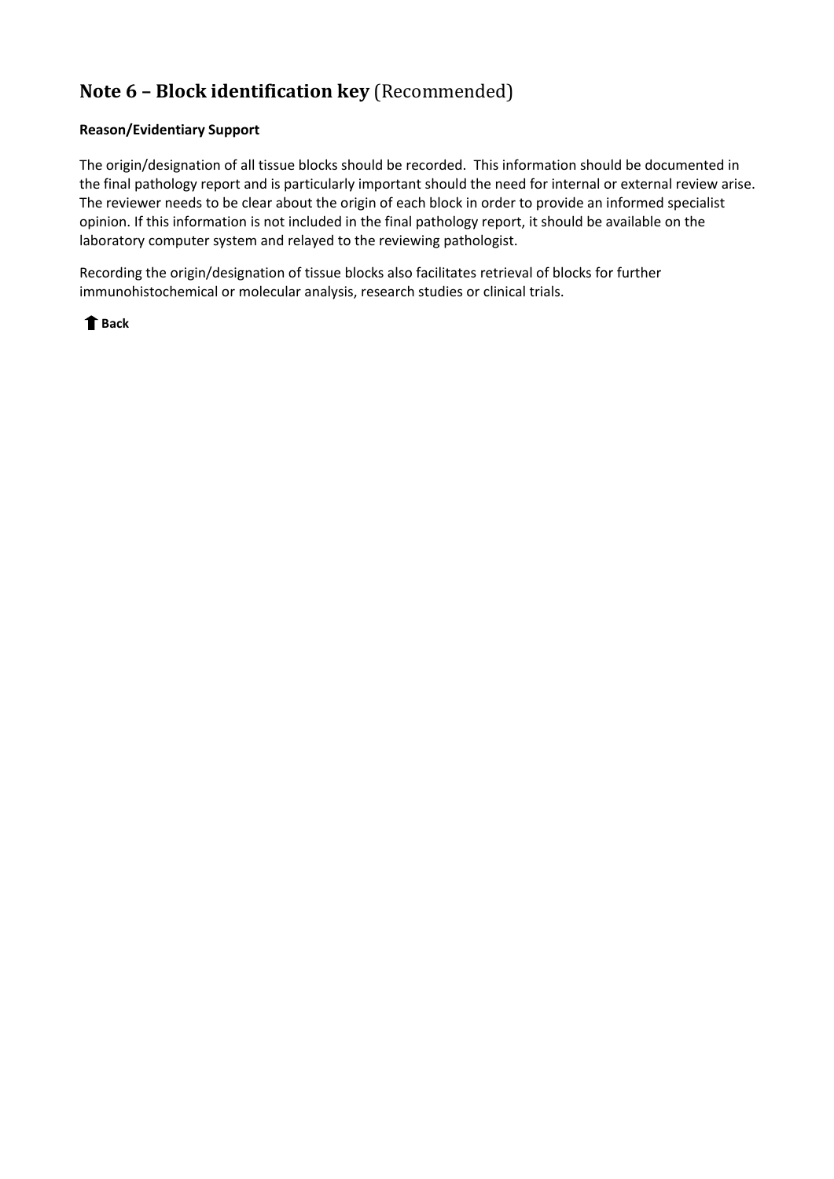## **Note 6 – Block identification key** (Recommended)

**Reason/Evidentiary Support**

The origin/designation of all tissue blocks should be recorded. This information should be documented in the final pathology report and is particularly important should the need for internal or external review arise. The reviewer needs to be clear about the origin of each block in order to provide an informed specialist opinion. If this information is not included in the final pathology report, it should be available on the laboratory computer system and relayed to the reviewing pathologist.

Recording the origin/designation of tissue blocks also facilitates retrieval of blocks for further immunohistochemical or molecular analysis, research studies or clinical trials.

**Back**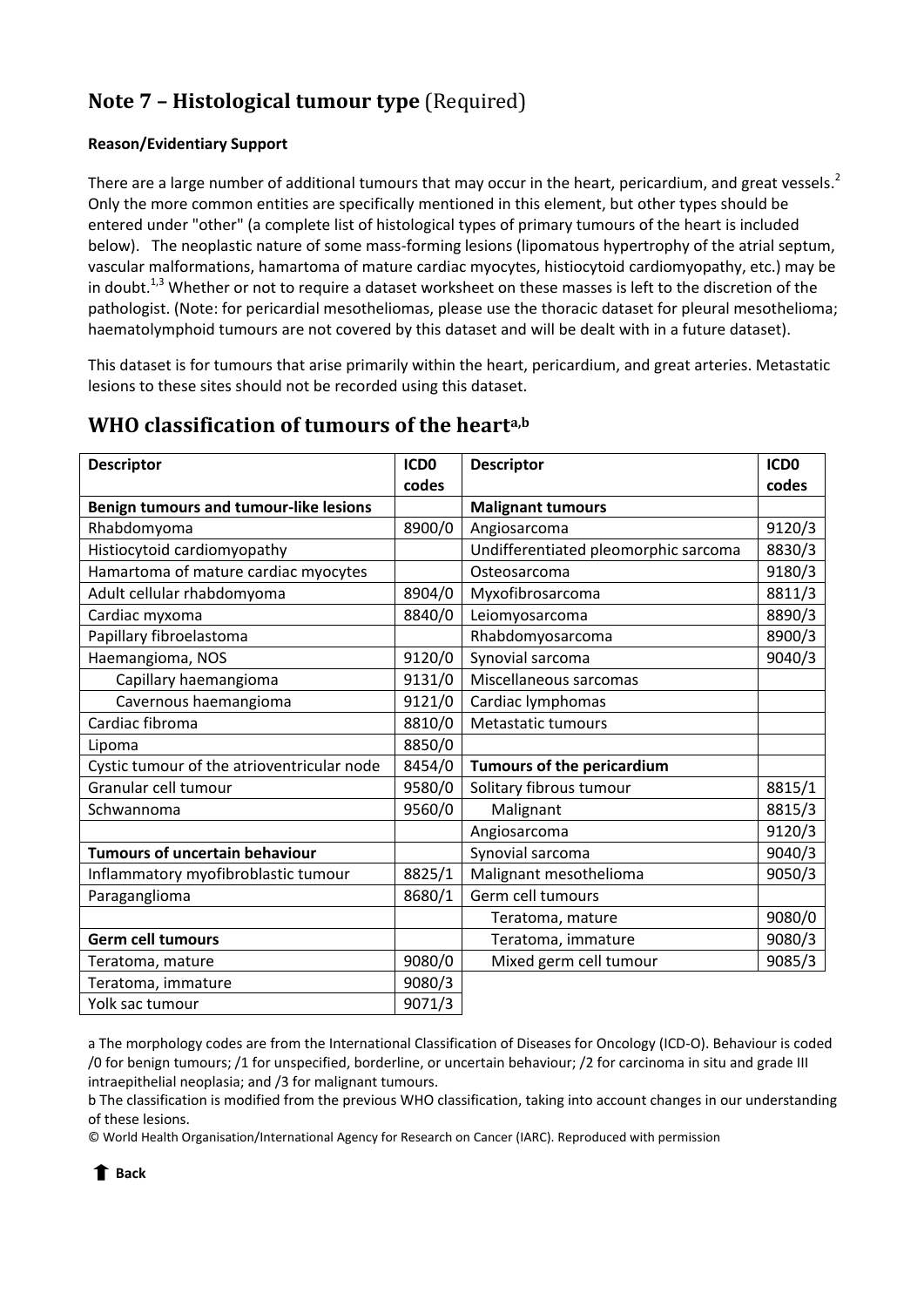## Note 7 – Histological tumour type (Required)

**Reason/Evidentiary Support**

There are a large number of additional tumours that may occur in the heart, pericardium, and great vessels.[2] Only the more common entities are specifically mentioned in this element, but other types should be entered under "other" (a complete list of histological types of primary tumours of the heart is included below). The neoplastic nature of some mass-forming lesions (lipomatous hypertrophy of the atrial septum, vascular malformations, hamartoma of mature cardiac myocytes, histiocytoid cardiomyopathy, etc.) may be in doubt.[1,3] Whether or not to require a dataset worksheet on these masses is left to the discretion of the pathologist. (Note: for pericardial mesotheliomas, please use the thoracic dataset for pleural mesothelioma; haematolymphoid tumours are not covered by this dataset and will be dealt with in a future dataset).

This dataset is for tumours that arise primarily within the heart, pericardium, and great arteries. Metastatic lesions to these sites should not be recorded using this dataset.

## WHO classification of tumours of the heart[a,b]

| Descriptor | ICD0 codes | Descriptor | ICD0 codes |
|---|---|---|---|
| **Benign tumours and tumour-like lesions** | | **Malignant tumours** | |
| Rhabdomyoma | 8900/0 | Angiosarcoma | 9120/3 |
| Histiocytoid cardiomyopathy | | Undifferentiated pleomorphic sarcoma | 8830/3 |
| Hamartoma of mature cardiac myocytes | | Osteosarcoma | 9180/3 |
| Adult cellular rhabdomyoma | 8904/0 | Myxofibrosarcoma | 8811/3 |
| Cardiac myxoma | 8840/0 | Leiomyosarcoma | 8890/3 |
| Papillary fibroelastoma | | Rhabdomyosarcoma | 8900/3 |
| Haemangioma, NOS | 9120/0 | Synovial sarcoma | 9040/3 |
| Capillary haemangioma | 9131/0 | Miscellaneous sarcomas | |
| Cavernous haemangioma | 9121/0 | Cardiac lymphomas | |
| Cardiac fibroma | 8810/0 | Metastatic tumours | |
| Lipoma | 8850/0 | | |
| Cystic tumour of the atrioventricular node | 8454/0 | **Tumours of the pericardium** | |
| Granular cell tumour | 9580/0 | Solitary fibrous tumour | 8815/1 |
| Schwannoma | 9560/0 | Malignant | 8815/3 |
| | | Angiosarcoma | 9120/3 |
| **Tumours of uncertain behaviour** | | Synovial sarcoma | 9040/3 |
| Inflammatory myofibroblastic tumour | 8825/1 | Malignant mesothelioma | 9050/3 |
| Paraganglioma | 8680/1 | Germ cell tumours | |
| | | Teratoma, mature | 9080/0 |
| **Germ cell tumours** | | Teratoma, immature | 9080/3 |
| Teratoma, mature | 9080/0 | Mixed germ cell tumour | 9085/3 |
| Teratoma, immature | 9080/3 | | |
| Yolk sac tumour | 9071/3 | | |

a The morphology codes are from the International Classification of Diseases for Oncology (ICD-O). Behaviour is coded /0 for benign tumours; /1 for unspecified, borderline, or uncertain behaviour; /2 for carcinoma in situ and grade III intraepithelial neoplasia; and /3 for malignant tumours.

b The classification is modified from the previous WHO classification, taking into account changes in our understanding of these lesions.

© World Health Organisation/International Agency for Research on Cancer (IARC). Reproduced with permission

**Back**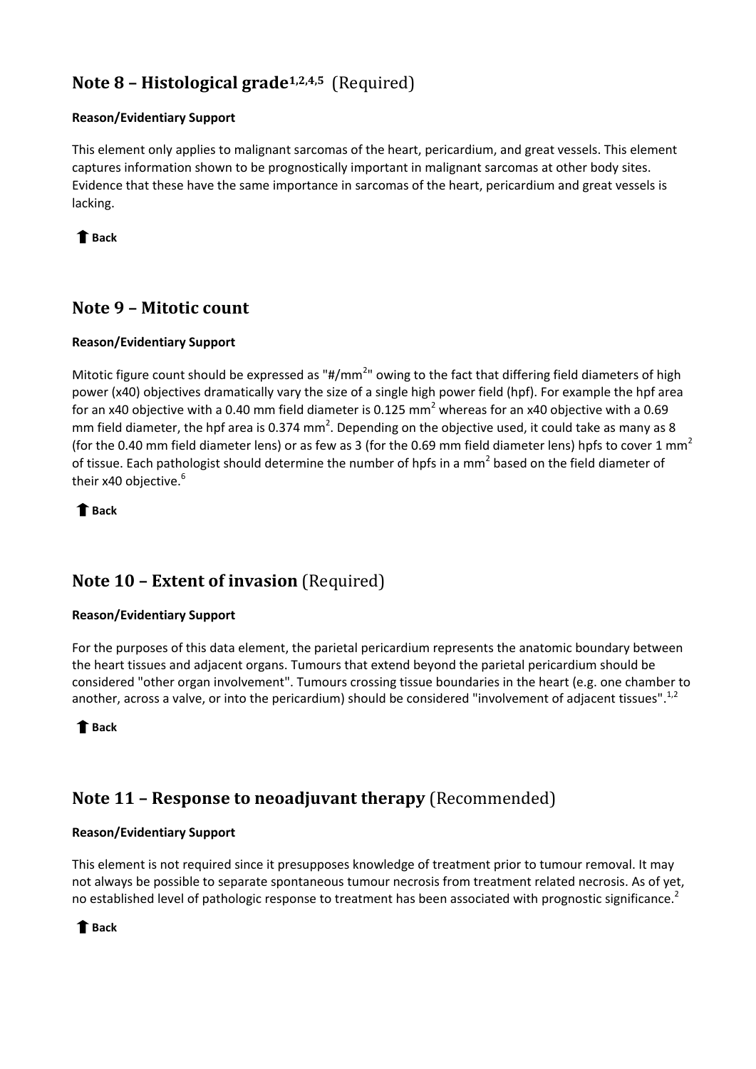## Note 8 – Histological grade[1,2,4,5] (Required)

**Reason/Evidentiary Support**

This element only applies to malignant sarcomas of the heart, pericardium, and great vessels. This element captures information shown to be prognostically important in malignant sarcomas at other body sites. Evidence that these have the same importance in sarcomas of the heart, pericardium and great vessels is lacking.

**Back**

## Note 9 – Mitotic count

**Reason/Evidentiary Support**

Mitotic figure count should be expressed as "#/$mm^2$" owing to the fact that differing field diameters of high power (x40) objectives dramatically vary the size of a single high power field (hpf). For example the hpf area for an x40 objective with a 0.40 mm field diameter is 0.125 $mm^2$ whereas for an x40 objective with a 0.69 mm field diameter, the hpf area is 0.374 $mm^2$. Depending on the objective used, it could take as many as 8 (for the 0.40 mm field diameter lens) or as few as 3 (for the 0.69 mm field diameter lens) hpfs to cover 1 $mm^2$ of tissue. Each pathologist should determine the number of hpfs in a $mm^2$ based on the field diameter of their x40 objective.[6]

**Back**

## Note 10 – Extent of invasion (Required)

**Reason/Evidentiary Support**

For the purposes of this data element, the parietal pericardium represents the anatomic boundary between the heart tissues and adjacent organs. Tumours that extend beyond the parietal pericardium should be considered "other organ involvement". Tumours crossing tissue boundaries in the heart (e.g. one chamber to another, across a valve, or into the pericardium) should be considered "involvement of adjacent tissues".[1,2]

**Back**

## Note 11 – Response to neoadjuvant therapy (Recommended)

**Reason/Evidentiary Support**

This element is not required since it presupposes knowledge of treatment prior to tumour removal. It may not always be possible to separate spontaneous tumour necrosis from treatment related necrosis. As of yet, no established level of pathologic response to treatment has been associated with prognostic significance.[2]

**Back**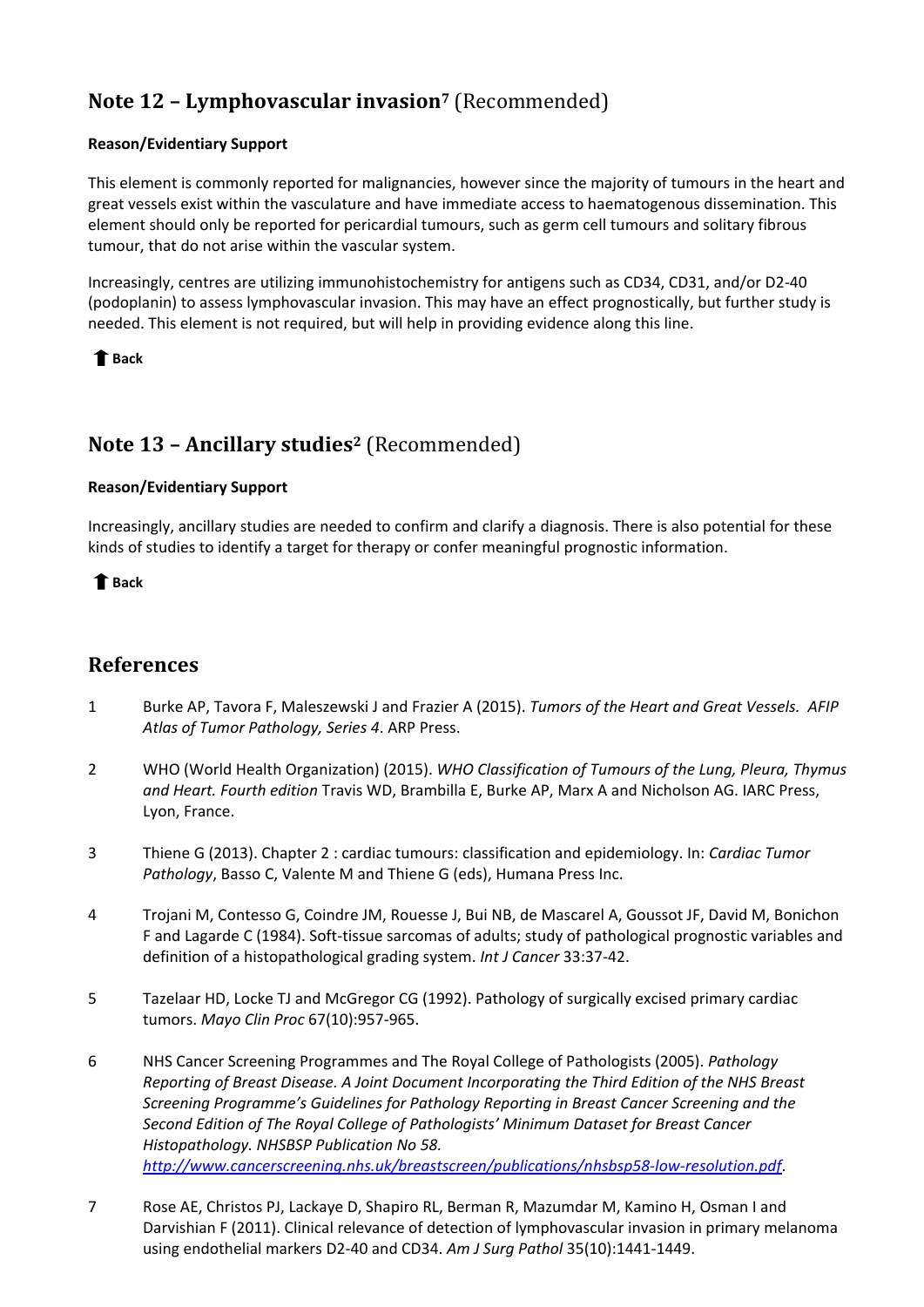## Note 12 – Lymphovascular invasion[7] (Recommended)

**Reason/Evidentiary Support**

This element is commonly reported for malignancies, however since the majority of tumours in the heart and great vessels exist within the vasculature and have immediate access to haematogenous dissemination. This element should only be reported for pericardial tumours, such as germ cell tumours and solitary fibrous tumour, that do not arise within the vascular system.

Increasingly, centres are utilizing immunohistochemistry for antigens such as CD34, CD31, and/or D2-40 (podoplanin) to assess lymphovascular invasion. This may have an effect prognostically, but further study is needed. This element is not required, but will help in providing evidence along this line.

**Back**

## Note 13 – Ancillary studies[2] (Recommended)

**Reason/Evidentiary Support**

Increasingly, ancillary studies are needed to confirm and clarify a diagnosis. There is also potential for these kinds of studies to identify a target for therapy or confer meaningful prognostic information.

**Back**

## References

1 Burke AP, Tavora F, Maleszewski J and Frazier A (2015). *Tumors of the Heart and Great Vessels. AFIP Atlas of Tumor Pathology, Series 4*. ARP Press.

2 WHO (World Health Organization) (2015). *WHO Classification of Tumours of the Lung, Pleura, Thymus and Heart. Fourth edition* Travis WD, Brambilla E, Burke AP, Marx A and Nicholson AG. IARC Press, Lyon, France.

3 Thiene G (2013). Chapter 2 : cardiac tumours: classification and epidemiology. In: *Cardiac Tumor Pathology*, Basso C, Valente M and Thiene G (eds), Humana Press Inc.

4 Trojani M, Contesso G, Coindre JM, Rouesse J, Bui NB, de Mascarel A, Goussot JF, David M, Bonichon F and Lagarde C (1984). Soft-tissue sarcomas of adults; study of pathological prognostic variables and definition of a histopathological grading system. *Int J Cancer* 33:37-42.

5 Tazelaar HD, Locke TJ and McGregor CG (1992). Pathology of surgically excised primary cardiac tumors. *Mayo Clin Proc* 67(10):957-965.

6 NHS Cancer Screening Programmes and The Royal College of Pathologists (2005). *Pathology Reporting of Breast Disease. A Joint Document Incorporating the Third Edition of the NHS Breast Screening Programme's Guidelines for Pathology Reporting in Breast Cancer Screening and the Second Edition of The Royal College of Pathologists' Minimum Dataset for Breast Cancer Histopathology. NHSBSP Publication No 58.* *http://www.cancerscreening.nhs.uk/breastscreen/publications/nhsbsp58-low-resolution.pdf*.

7 Rose AE, Christos PJ, Lackaye D, Shapiro RL, Berman R, Mazumdar M, Kamino H, Osman I and Darvishian F (2011). Clinical relevance of detection of lymphovascular invasion in primary melanoma using endothelial markers D2-40 and CD34. *Am J Surg Pathol* 35(10):1441-1449.